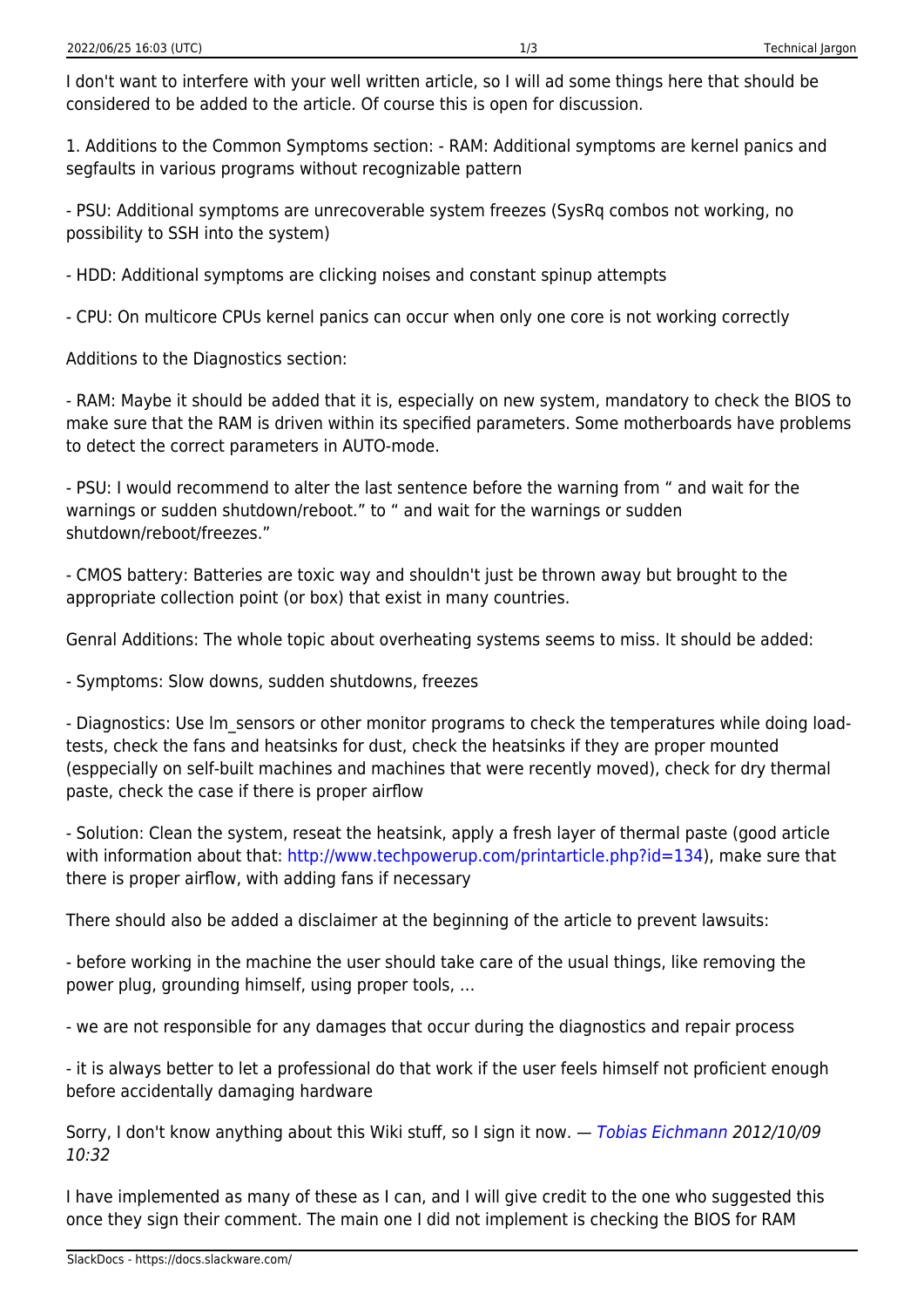I don't want to interfere with your well written article, so I will ad some things here that should be considered to be added to the article. Of course this is open for discussion.

1. Additions to the Common Symptoms section: - RAM: Additional symptoms are kernel panics and segfaults in various programs without recognizable pattern

- PSU: Additional symptoms are unrecoverable system freezes (SysRq combos not working, no possibility to SSH into the system)

- HDD: Additional symptoms are clicking noises and constant spinup attempts

- CPU: On multicore CPUs kernel panics can occur when only one core is not working correctly

Additions to the Diagnostics section:

- RAM: Maybe it should be added that it is, especially on new system, mandatory to check the BIOS to make sure that the RAM is driven within its specified parameters. Some motherboards have problems to detect the correct parameters in AUTO-mode.

- PSU: I would recommend to alter the last sentence before the warning from " and wait for the warnings or sudden shutdown/reboot." to " and wait for the warnings or sudden shutdown/reboot/freezes."

- CMOS battery: Batteries are toxic way and shouldn't just be thrown away but brought to the appropriate collection point (or box) that exist in many countries.

Genral Additions: The whole topic about overheating systems seems to miss. It should be added:

- Symptoms: Slow downs, sudden shutdowns, freezes

- Diagnostics: Use lm_sensors or other monitor programs to check the temperatures while doing load-tests, check the fans and heatsinks for dust, check the heatsinks if they are proper mounted (esppecially on self-built machines and machines that were recently moved), check for dry thermal paste, check the case if there is proper airflow

- Solution: Clean the system, reseat the heatsink, apply a fresh layer of thermal paste (good article with information about that: http://www.techpowerup.com/printarticle.php?id=134), make sure that there is proper airflow, with adding fans if necessary

There should also be added a disclaimer at the beginning of the article to prevent lawsuits:

- before working in the machine the user should take care of the usual things, like removing the power plug, grounding himself, using proper tools, …

- we are not responsible for any damages that occur during the diagnostics and repair process

- it is always better to let a professional do that work if the user feels himself not proficient enough before accidentally damaging hardware

Sorry, I don't know anything about this Wiki stuff, so I sign it now. — *Tobias Eichmann 2012/10/09 10:32*

I have implemented as many of these as I can, and I will give credit to the one who suggested this once they sign their comment. The main one I did not implement is checking the BIOS for RAM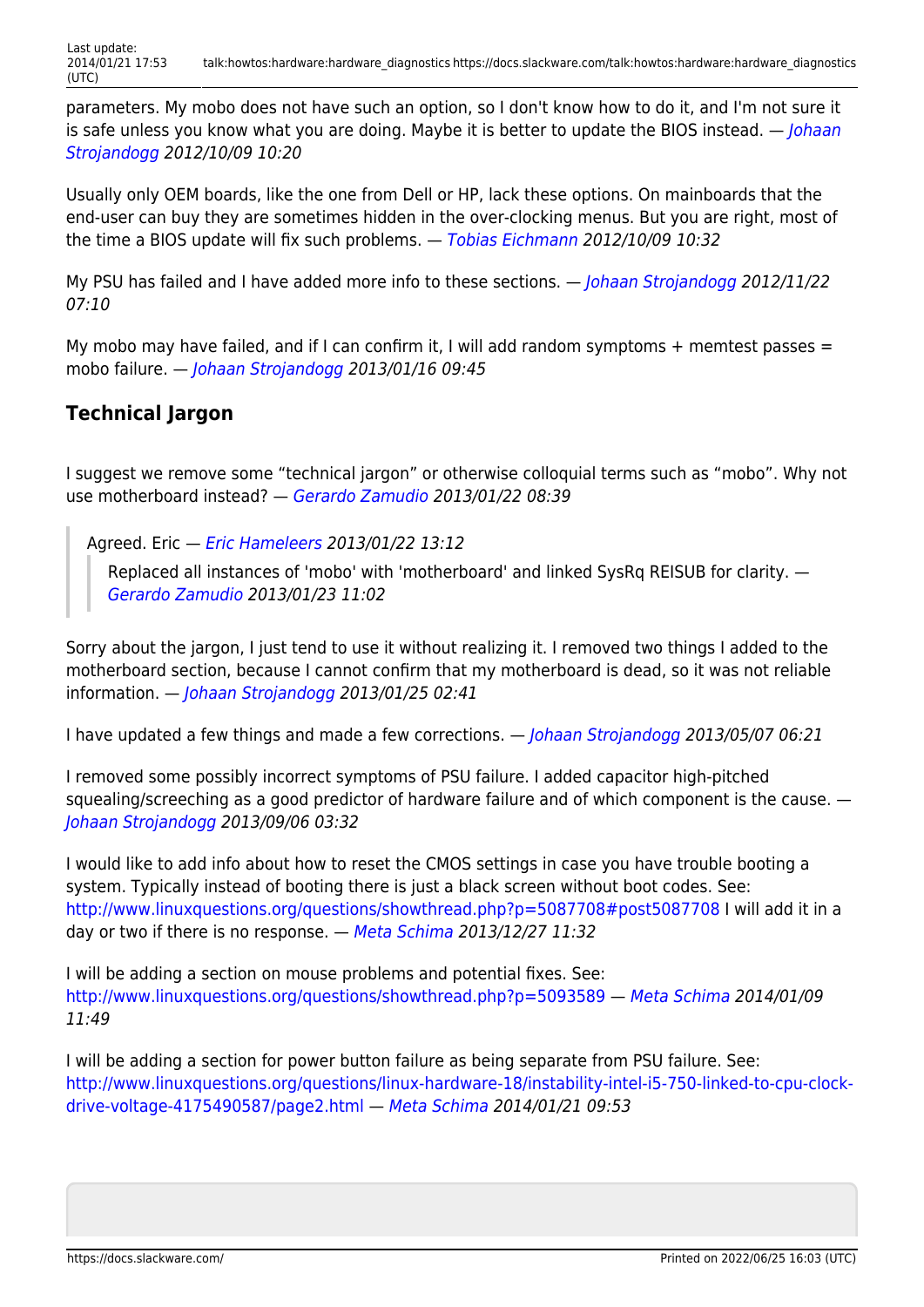parameters. My mobo does not have such an option, so I don't know how to do it, and I'm not sure it is safe unless you know what you are doing. Maybe it is better to update the BIOS instead. — *Johaan Strojandogg 2012/10/09 10:20*

Usually only OEM boards, like the one from Dell or HP, lack these options. On mainboards that the end-user can buy they are sometimes hidden in the over-clocking menus. But you are right, most of the time a BIOS update will fix such problems. — *Tobias Eichmann 2012/10/09 10:32*

My PSU has failed and I have added more info to these sections. — *Johaan Strojandogg 2012/11/22 07:10*

My mobo may have failed, and if I can confirm it, I will add random symptoms + memtest passes = mobo failure. — *Johaan Strojandogg 2013/01/16 09:45*

## Technical Jargon

I suggest we remove some "technical jargon" or otherwise colloquial terms such as "mobo". Why not use motherboard instead? — *Gerardo Zamudio 2013/01/22 08:39*

> Agreed. Eric — *Eric Hameleers 2013/01/22 13:12*
>
>> Replaced all instances of 'mobo' with 'motherboard' and linked SysRq REISUB for clarity. — *Gerardo Zamudio 2013/01/23 11:02*

Sorry about the jargon, I just tend to use it without realizing it. I removed two things I added to the motherboard section, because I cannot confirm that my motherboard is dead, so it was not reliable information. — *Johaan Strojandogg 2013/01/25 02:41*

I have updated a few things and made a few corrections. — *Johaan Strojandogg 2013/05/07 06:21*

I removed some possibly incorrect symptoms of PSU failure. I added capacitor high-pitched squealing/screeching as a good predictor of hardware failure and of which component is the cause. — *Johaan Strojandogg 2013/09/06 03:32*

I would like to add info about how to reset the CMOS settings in case you have trouble booting a system. Typically instead of booting there is just a black screen without boot codes. See: http://www.linuxquestions.org/questions/showthread.php?p=5087708#post5087708 I will add it in a day or two if there is no response. — *Meta Schima 2013/12/27 11:32*

I will be adding a section on mouse problems and potential fixes. See: http://www.linuxquestions.org/questions/showthread.php?p=5093589 — *Meta Schima 2014/01/09 11:49*

I will be adding a section for power button failure as being separate from PSU failure. See: http://www.linuxquestions.org/questions/linux-hardware-18/instability-intel-i5-750-linked-to-cpu-clock-drive-voltage-4175490587/page2.html — *Meta Schima 2014/01/21 09:53*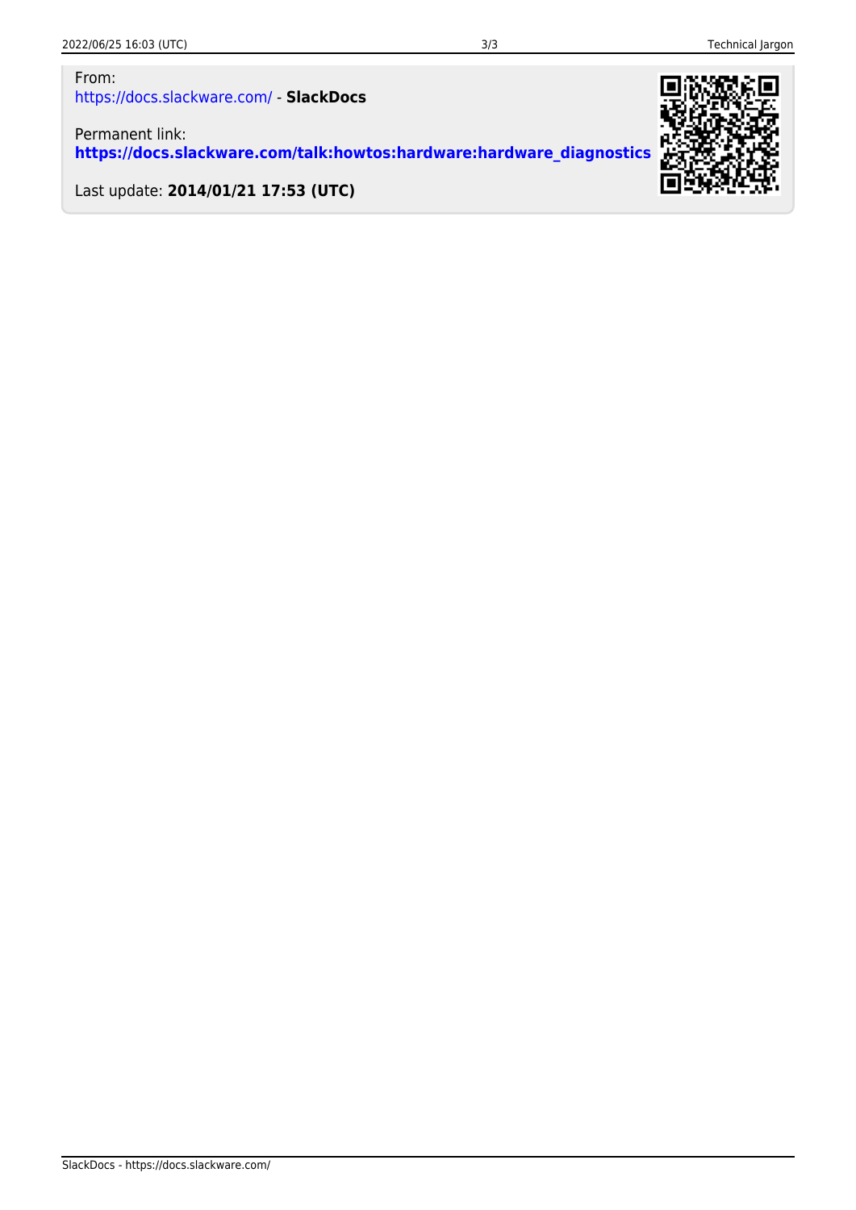From:
https://docs.slackware.com/ - **SlackDocs**

Permanent link:
**https://docs.slackware.com/talk:howtos:hardware:hardware_diagnostics**

Last update: **2014/01/21 17:53 (UTC)**